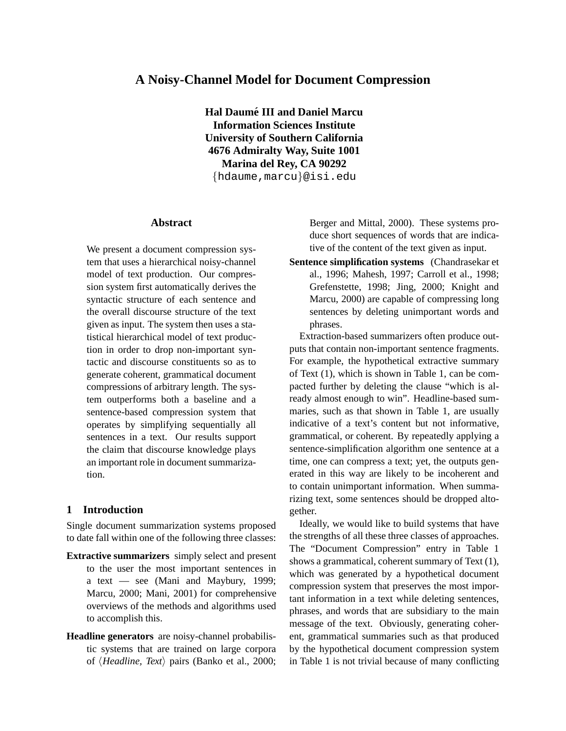# A Noisy-Channel Model for Document Compression

**Hal Daumé III and Daniel Marcu**
**Information Sciences Institute**
**University of Southern California**
**4676 Admiralty Way, Suite 1001**
**Marina del Rey, CA 90292**
{hdaume,marcu}@isi.edu

## Abstract

We present a document compression system that uses a hierarchical noisy-channel model of text production. Our compression system first automatically derives the syntactic structure of each sentence and the overall discourse structure of the text given as input. The system then uses a statistical hierarchical model of text production in order to drop non-important syntactic and discourse constituents so as to generate coherent, grammatical document compressions of arbitrary length. The system outperforms both a baseline and a sentence-based compression system that operates by simplifying sequentially all sentences in a text. Our results support the claim that discourse knowledge plays an important role in document summarization.

## 1 Introduction

Single document summarization systems proposed to date fall within one of the following three classes:

**Extractive summarizers** simply select and present to the user the most important sentences in a text — see (Mani and Maybury, 1999; Marcu, 2000; Mani, 2001) for comprehensive overviews of the methods and algorithms used to accomplish this.

**Headline generators** are noisy-channel probabilistic systems that are trained on large corpora of ⟨*Headline, Text*⟩ pairs (Banko et al., 2000; Berger and Mittal, 2000). These systems produce short sequences of words that are indicative of the content of the text given as input.

**Sentence simplification systems** (Chandrasekar et al., 1996; Mahesh, 1997; Carroll et al., 1998; Grefenstette, 1998; Jing, 2000; Knight and Marcu, 2000) are capable of compressing long sentences by deleting unimportant words and phrases.

Extraction-based summarizers often produce outputs that contain non-important sentence fragments. For example, the hypothetical extractive summary of Text (1), which is shown in Table 1, can be compacted further by deleting the clause "which is already almost enough to win". Headline-based summaries, such as that shown in Table 1, are usually indicative of a text's content but not informative, grammatical, or coherent. By repeatedly applying a sentence-simplification algorithm one sentence at a time, one can compress a text; yet, the outputs generated in this way are likely to be incoherent and to contain unimportant information. When summarizing text, some sentences should be dropped altogether.

Ideally, we would like to build systems that have the strengths of all these three classes of approaches. The "Document Compression" entry in Table 1 shows a grammatical, coherent summary of Text (1), which was generated by a hypothetical document compression system that preserves the most important information in a text while deleting sentences, phrases, and words that are subsidiary to the main message of the text. Obviously, generating coherent, grammatical summaries such as that produced by the hypothetical document compression system in Table 1 is not trivial because of many conflicting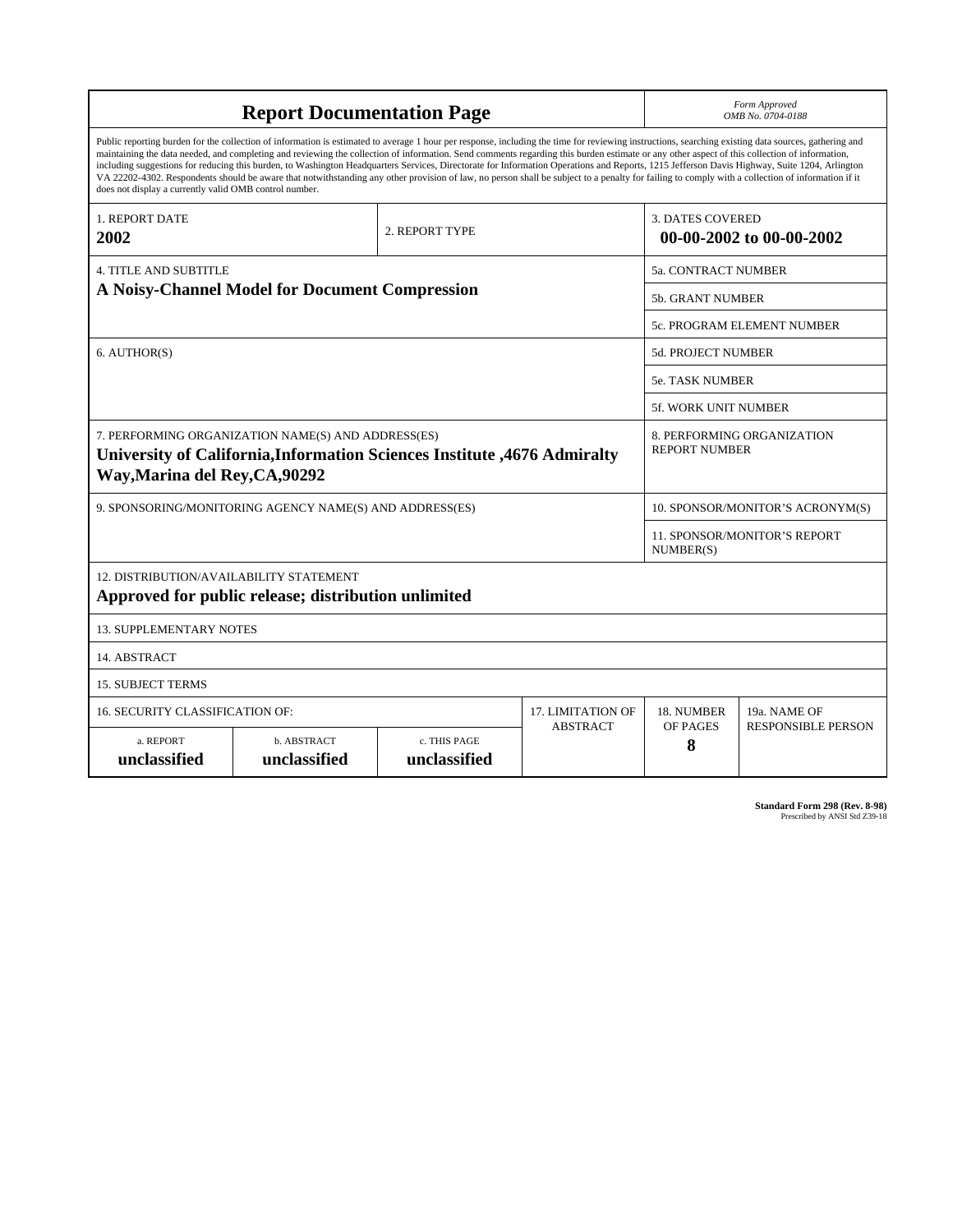| **Report Documentation Page** | | | | | *Form Approved* *OMB No. 0704-0188* |
|---|---|---|---|---|---|
| Public reporting burden for the collection of information is estimated to average 1 hour per response, including the time for reviewing instructions, searching existing data sources, gathering and maintaining the data needed, and completing and reviewing the collection of information. Send comments regarding this burden estimate or any other aspect of this collection of information, including suggestions for reducing this burden, to Washington Headquarters Services, Directorate for Information Operations and Reports, 1215 Jefferson Davis Highway, Suite 1204, Arlington VA 22202-4302. Respondents should be aware that notwithstanding any other provision of law, no person shall be subject to a penalty for failing to comply with a collection of information if it does not display a currently valid OMB control number. | | | | | |
| 1. REPORT DATE **2002** | | 2. REPORT TYPE | | 3. DATES COVERED **00-00-2002 to 00-00-2002** | |
| 4. TITLE AND SUBTITLE **A Noisy-Channel Model for Document Compression** | | | | 5a. CONTRACT NUMBER | |
| | | | | 5b. GRANT NUMBER | |
| | | | | 5c. PROGRAM ELEMENT NUMBER | |
| 6. AUTHOR(S) | | | | 5d. PROJECT NUMBER | |
| | | | | 5e. TASK NUMBER | |
| | | | | 5f. WORK UNIT NUMBER | |
| 7. PERFORMING ORGANIZATION NAME(S) AND ADDRESS(ES) **University of California,Information Sciences Institute ,4676 Admiralty Way,Marina del Rey,CA,90292** | | | | 8. PERFORMING ORGANIZATION REPORT NUMBER | |
| 9. SPONSORING/MONITORING AGENCY NAME(S) AND ADDRESS(ES) | | | | 10. SPONSOR/MONITOR'S ACRONYM(S) | |
| | | | | 11. SPONSOR/MONITOR'S REPORT NUMBER(S) | |
| 12. DISTRIBUTION/AVAILABILITY STATEMENT **Approved for public release; distribution unlimited** | | | | | |
| 13. SUPPLEMENTARY NOTES | | | | | |
| 14. ABSTRACT | | | | | |
| 15. SUBJECT TERMS | | | | | |
| 16. SECURITY CLASSIFICATION OF: | | | 17. LIMITATION OF ABSTRACT | 18. NUMBER OF PAGES | 19a. NAME OF RESPONSIBLE PERSON |
| a. REPORT **unclassified** | b. ABSTRACT **unclassified** | c. THIS PAGE **unclassified** | | **8** | |

**Standard Form 298 (Rev. 8-98)**
Prescribed by ANSI Std Z39-18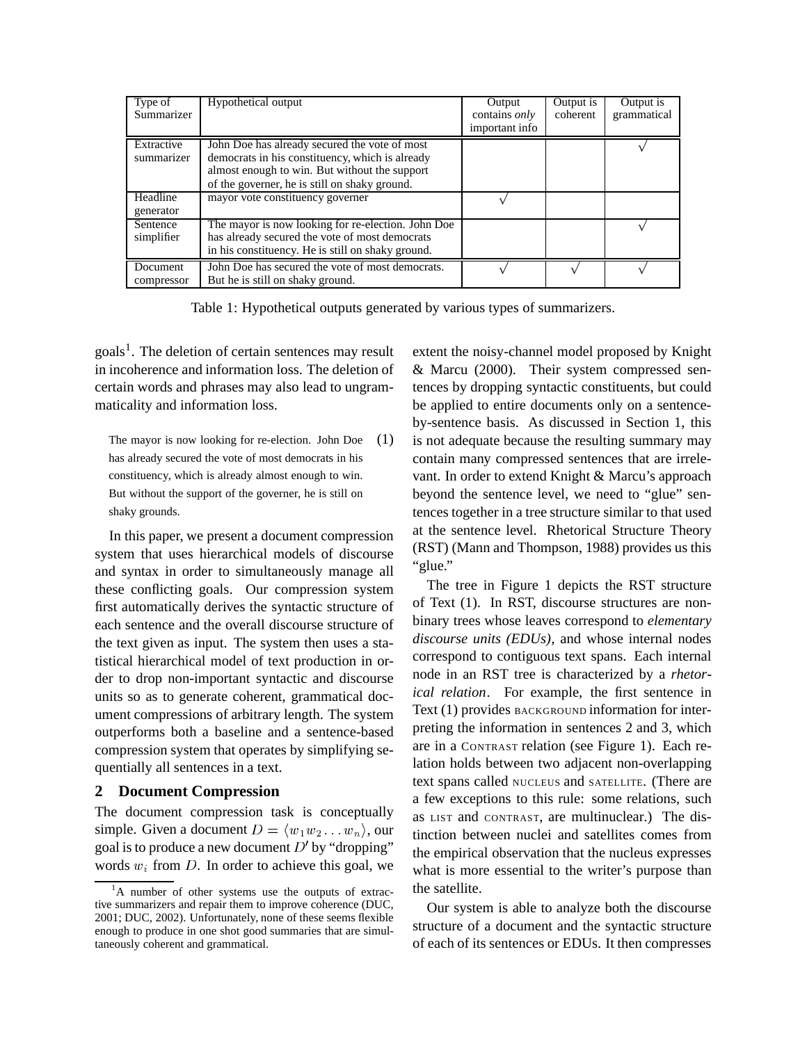| Type of Summarizer | Hypothetical output | Output contains *only* important info | Output is coherent | Output is grammatical |
|---|---|---|---|---|
| Extractive summarizer | John Doe has already secured the vote of most democrats in his constituency, which is already almost enough to win. But without the support of the governer, he is still on shaky ground. | | | √ |
| Headline generator | mayor vote constituency governer | √ | | |
| Sentence simplifier | The mayor is now looking for re-election. John Doe has already secured the vote of most democrats in his constituency. He is still on shaky ground. | | | √ |
| Document compressor | John Doe has secured the vote of most democrats. But he is still on shaky ground. | √ | √ | √ |

Table 1: Hypothetical outputs generated by various types of summarizers.

goals[1]. The deletion of certain sentences may result in incoherence and information loss. The deletion of certain words and phrases may also lead to ungrammaticality and information loss.

> The mayor is now looking for re-election. John Doe has already secured the vote of most democrats in his constituency, which is already almost enough to win. But without the support of the governer, he is still on shaky grounds. (1)

In this paper, we present a document compression system that uses hierarchical models of discourse and syntax in order to simultaneously manage all these conflicting goals. Our compression system first automatically derives the syntactic structure of each sentence and the overall discourse structure of the text given as input. The system then uses a statistical hierarchical model of text production in order to drop non-important syntactic and discourse units so as to generate coherent, grammatical document compressions of arbitrary length. The system outperforms both a baseline and a sentence-based compression system that operates by simplifying sequentially all sentences in a text.

## 2 Document Compression

The document compression task is conceptually simple. Given a document $D = \langle w_1 w_2 \ldots w_n \rangle$, our goal is to produce a new document $D'$ by "dropping" words $w_i$ from $D$. In order to achieve this goal, we extent the noisy-channel model proposed by Knight & Marcu (2000). Their system compressed sentences by dropping syntactic constituents, but could be applied to entire documents only on a sentence-by-sentence basis. As discussed in Section 1, this is not adequate because the resulting summary may contain many compressed sentences that are irrelevant. In order to extend Knight & Marcu's approach beyond the sentence level, we need to "glue" sentences together in a tree structure similar to that used at the sentence level. Rhetorical Structure Theory (RST) (Mann and Thompson, 1988) provides us this "glue."

The tree in Figure 1 depicts the RST structure of Text (1). In RST, discourse structures are non-binary trees whose leaves correspond to *elementary discourse units (EDUs)*, and whose internal nodes correspond to contiguous text spans. Each internal node in an RST tree is characterized by a *rhetorical relation*. For example, the first sentence in Text (1) provides BACKGROUND information for interpreting the information in sentences 2 and 3, which are in a CONTRAST relation (see Figure 1). Each relation holds between two adjacent non-overlapping text spans called NUCLEUS and SATELLITE. (There are a few exceptions to this rule: some relations, such as LIST and CONTRAST, are multinuclear.) The distinction between nuclei and satellites comes from the empirical observation that the nucleus expresses what is more essential to the writer's purpose than the satellite.

Our system is able to analyze both the discourse structure of a document and the syntactic structure of each of its sentences or EDUs. It then compresses

[1] A number of other systems use the outputs of extractive summarizers and repair them to improve coherence (DUC, 2001; DUC, 2002). Unfortunately, none of these seems flexible enough to produce in one shot good summaries that are simultaneously coherent and grammatical.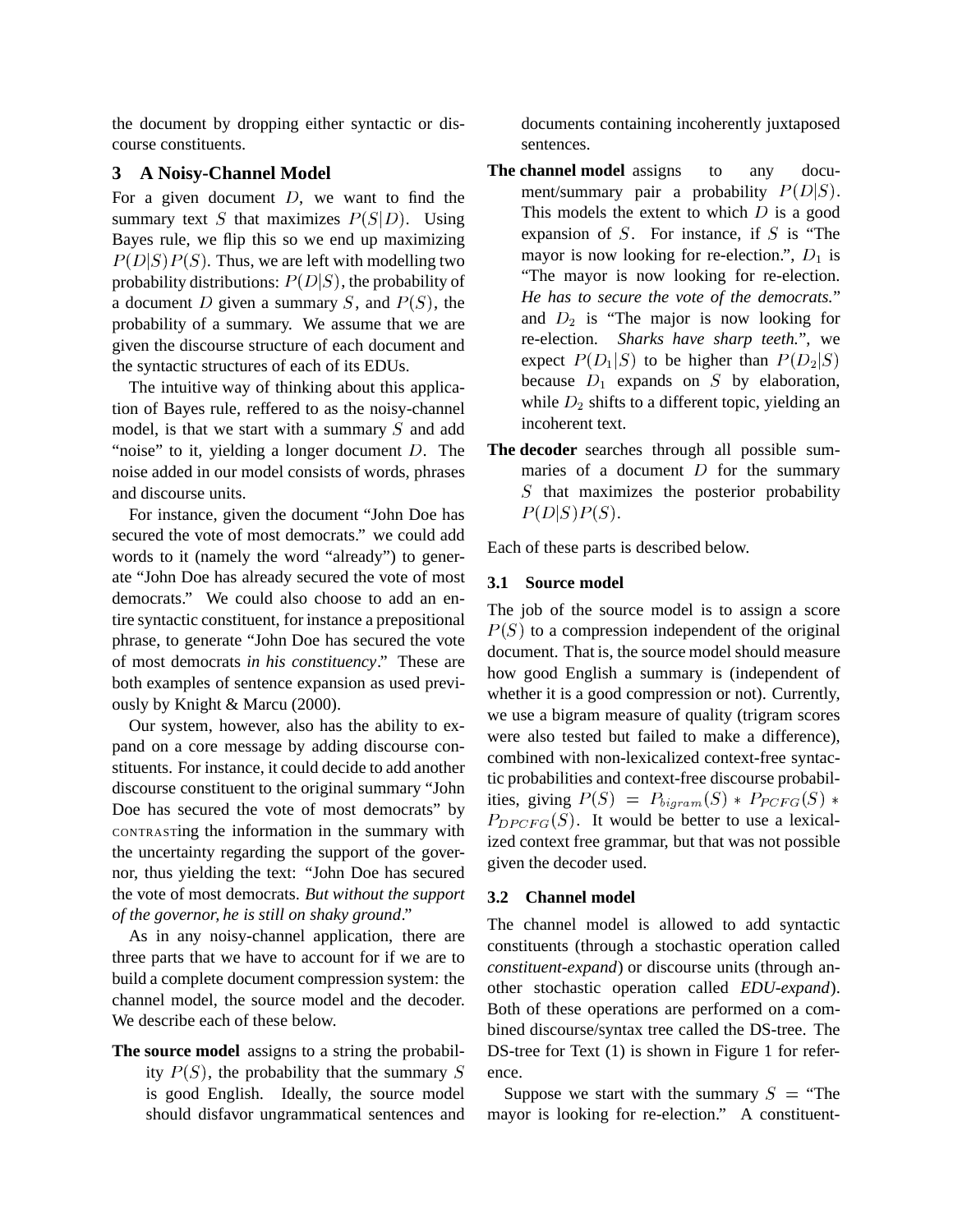the document by dropping either syntactic or discourse constituents.

## 3 A Noisy-Channel Model

For a given document $D$, we want to find the summary text $S$ that maximizes $P(S|D)$. Using Bayes rule, we flip this so we end up maximizing $P(D|S)P(S)$. Thus, we are left with modelling two probability distributions: $P(D|S)$, the probability of a document $D$ given a summary $S$, and $P(S)$, the probability of a summary. We assume that we are given the discourse structure of each document and the syntactic structures of each of its EDUs.

The intuitive way of thinking about this application of Bayes rule, reffered to as the noisy-channel model, is that we start with a summary $S$ and add "noise" to it, yielding a longer document $D$. The noise added in our model consists of words, phrases and discourse units.

For instance, given the document "John Doe has secured the vote of most democrats." we could add words to it (namely the word "already") to generate "John Doe has already secured the vote of most democrats." We could also choose to add an entire syntactic constituent, for instance a prepositional phrase, to generate "John Doe has secured the vote of most democrats *in his constituency*." These are both examples of sentence expansion as used previously by Knight & Marcu (2000).

Our system, however, also has the ability to expand on a core message by adding discourse constituents. For instance, it could decide to add another discourse constituent to the original summary "John Doe has secured the vote of most democrats" by CONTRASTing the information in the summary with the uncertainty regarding the support of the governor, thus yielding the text: "John Doe has secured the vote of most democrats. *But without the support of the governor, he is still on shaky ground*."

As in any noisy-channel application, there are three parts that we have to account for if we are to build a complete document compression system: the channel model, the source model and the decoder. We describe each of these below.

**The source model** assigns to a string the probability $P(S)$, the probability that the summary $S$ is good English. Ideally, the source model should disfavor ungrammatical sentences and documents containing incoherently juxtaposed sentences.

**The channel model** assigns to any document/summary pair a probability $P(D|S)$. This models the extent to which $D$ is a good expansion of $S$. For instance, if $S$ is "The mayor is now looking for re-election.", $D_1$ is "The mayor is now looking for re-election. *He has to secure the vote of the democrats.*" and $D_2$ is "The major is now looking for re-election. *Sharks have sharp teeth.*", we expect $P(D_1|S)$ to be higher than $P(D_2|S)$ because $D_1$ expands on $S$ by elaboration, while $D_2$ shifts to a different topic, yielding an incoherent text.

**The decoder** searches through all possible summaries of a document $D$ for the summary $S$ that maximizes the posterior probability $P(D|S)P(S)$.

Each of these parts is described below.

### 3.1 Source model

The job of the source model is to assign a score $P(S)$ to a compression independent of the original document. That is, the source model should measure how good English a summary is (independent of whether it is a good compression or not). Currently, we use a bigram measure of quality (trigram scores were also tested but failed to make a difference), combined with non-lexicalized context-free syntactic probabilities and context-free discourse probabilities, giving $P(S) = P_{bigram}(S) * P_{PCFG}(S) * P_{DPCFG}(S)$. It would be better to use a lexicalized context free grammar, but that was not possible given the decoder used.

### 3.2 Channel model

The channel model is allowed to add syntactic constituents (through a stochastic operation called *constituent-expand*) or discourse units (through another stochastic operation called *EDU-expand*). Both of these operations are performed on a combined discourse/syntax tree called the DS-tree. The DS-tree for Text (1) is shown in Figure 1 for reference.

Suppose we start with the summary $S$ = "The mayor is looking for re-election." A constituent-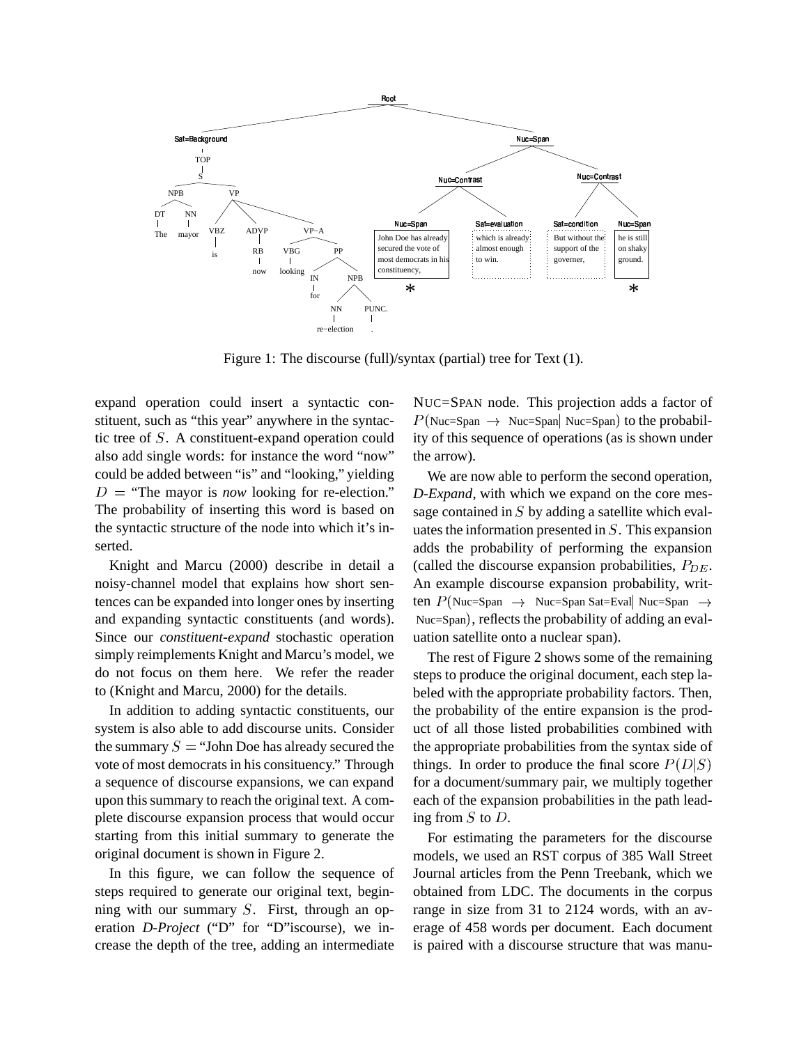Figure 1: The discourse (full)/syntax (partial) tree for Text (1).

expand operation could insert a syntactic constituent, such as "this year" anywhere in the syntactic tree of $S$. A constituent-expand operation could also add single words: for instance the word "now" could be added between "is" and "looking," yielding $D$ = "The mayor is *now* looking for re-election." The probability of inserting this word is based on the syntactic structure of the node into which it's inserted.

Knight and Marcu (2000) describe in detail a noisy-channel model that explains how short sentences can be expanded into longer ones by inserting and expanding syntactic constituents (and words). Since our *constituent-expand* stochastic operation simply reimplements Knight and Marcu's model, we do not focus on them here. We refer the reader to (Knight and Marcu, 2000) for the details.

In addition to adding syntactic constituents, our system is also able to add discourse units. Consider the summary $S$ = "John Doe has already secured the vote of most democrats in his consituency." Through a sequence of discourse expansions, we can expand upon this summary to reach the original text. A complete discourse expansion process that would occur starting from this initial summary to generate the original document is shown in Figure 2.

In this figure, we can follow the sequence of steps required to generate our original text, beginning with our summary $S$. First, through an operation *D-Project* ("D" for "D"iscourse), we increase the depth of the tree, adding an intermediate NUC=SPAN node. This projection adds a factor of $P(\text{Nuc=Span} \rightarrow \text{Nuc=Span} | \text{Nuc=Span})$ to the probability of this sequence of operations (as is shown under the arrow).

We are now able to perform the second operation, *D-Expand*, with which we expand on the core message contained in $S$ by adding a satellite which evaluates the information presented in $S$. This expansion adds the probability of performing the expansion (called the discourse expansion probabilities, $P_{DE}$. An example discourse expansion probability, written $P(\text{Nuc=Span} \rightarrow \text{Nuc=Span Sat=Eval} | \text{Nuc=Span} \rightarrow \text{Nuc=Span})$, reflects the probability of adding an evaluation satellite onto a nuclear span).

The rest of Figure 2 shows some of the remaining steps to produce the original document, each step labeled with the appropriate probability factors. Then, the probability of the entire expansion is the product of all those listed probabilities combined with the appropriate probabilities from the syntax side of things. In order to produce the final score $P(D|S)$ for a document/summary pair, we multiply together each of the expansion probabilities in the path leading from $S$ to $D$.

For estimating the parameters for the discourse models, we used an RST corpus of 385 Wall Street Journal articles from the Penn Treebank, which we obtained from LDC. The documents in the corpus range in size from 31 to 2124 words, with an average of 458 words per document. Each document is paired with a discourse structure that was manu-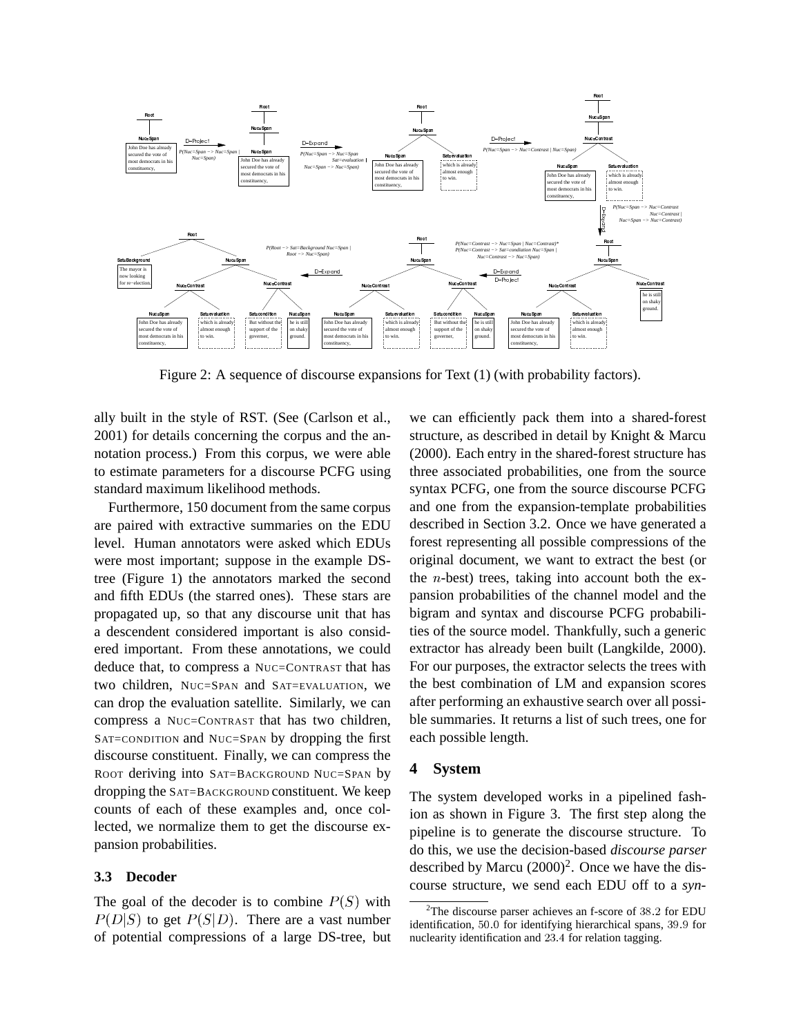Root

Nuc=Span

John Doe has already secured the vote of most democrats in his constituency,

D−Project

P(Nuc=Span −> Nuc=Span | Nuc=Span)

Root

Nuc=Span

Nuc=Span

John Doe has already secured the vote of most democrats in his constituency,

D−Expand

P(Nuc=Span −> Nuc=Span Sat=evaluation | Nuc=Span −> Nuc=Span)

Root

Nuc=Span

Nuc=Span

John Doe has already secured the vote of most democrats in his constituency,

Sat=evaluation

which is already almost enough to win.

D−Project

P(Nuc=Span −> Nuc=Contrast | Nuc=Span)

Root

Nuc=Span

Nuc=Contrast

Nuc=Span

John Doe has already secured the vote of most democrats in his constituency,

Sat=evaluation

which is already almost enough to win.

D−Expand

P(Nuc=Span −> Nuc=Contrast Nuc=Contrast | Nuc=Span −> Nuc=Contrast)

Root

Nuc=Span

Nuc=Contrast

Nuc=Contrast

Nuc=Span

John Doe has already secured the vote of most democrats in his constituency,

Sat=evaluation

which is already almost enough to win.

he is still on shaky ground.

P(Nuc=Contrast −> Nuc=Span | Nuc=Contrast)*
P(Nuc=Contrast −> Sat=condition Nuc=Span | Nuc=Contrast −> Nuc=Span)

D−Expand
D−Project

Root

Nuc=Span

Nuc=Contrast

Nuc=Contrast

Nuc=Span

John Doe has already secured the vote of most democrats in his constituency,

Sat=evaluation

which is already almost enough to win.

Sat=condition

But without the support of the governer,

Nuc=Span

he is still on shaky ground.

P(Root −> Sat=Background Nuc=Span | Root −> Nuc=Span)

D−Expand

Root

Sat=Background

The mayor is now looking for re−election.

Nuc=Span

Nuc=Contrast

Nuc=Contrast

Nuc=Span

John Doe has already secured the vote of most democrats in his constituency,

Sat=evaluation

which is already almost enough to win.

Sat=condition

But without the support of the governer,

Nuc=Span

he is still on shaky ground.

Figure 2: A sequence of discourse expansions for Text (1) (with probability factors).

ally built in the style of RST. (See (Carlson et al., 2001) for details concerning the corpus and the annotation process.) From this corpus, we were able to estimate parameters for a discourse PCFG using standard maximum likelihood methods.

Furthermore, 150 document from the same corpus are paired with extractive summaries on the EDU level. Human annotators were asked which EDUs were most important; suppose in the example DS-tree (Figure 1) the annotators marked the second and fifth EDUs (the starred ones). These stars are propagated up, so that any discourse unit that has a descendent considered important is also considered important. From these annotations, we could deduce that, to compress a NUC=CONTRAST that has two children, NUC=SPAN and SAT=EVALUATION, we can drop the evaluation satellite. Similarly, we can compress a NUC=CONTRAST that has two children, SAT=CONDITION and NUC=SPAN by dropping the first discourse constituent. Finally, we can compress the ROOT deriving into SAT=BACKGROUND NUC=SPAN by dropping the SAT=BACKGROUND constituent. We keep counts of each of these examples and, once collected, we normalize them to get the discourse expansion probabilities.

### 3.3 Decoder

The goal of the decoder is to combine $P(S)$ with $P(D|S)$ to get $P(S|D)$. There are a vast number of potential compressions of a large DS-tree, but we can efficiently pack them into a shared-forest structure, as described in detail by Knight & Marcu (2000). Each entry in the shared-forest structure has three associated probabilities, one from the source syntax PCFG, one from the source discourse PCFG and one from the expansion-template probabilities described in Section 3.2. Once we have generated a forest representing all possible compressions of the original document, we want to extract the best (or the $n$-best) trees, taking into account both the expansion probabilities of the channel model and the bigram and syntax and discourse PCFG probabilities of the source model. Thankfully, such a generic extractor has already been built (Langkilde, 2000). For our purposes, the extractor selects the trees with the best combination of LM and expansion scores after performing an exhaustive search over all possible summaries. It returns a list of such trees, one for each possible length.

## 4 System

The system developed works in a pipelined fashion as shown in Figure 3. The first step along the pipeline is to generate the discourse structure. To do this, we use the decision-based *discourse parser* described by Marcu (2000)[2]. Once we have the discourse structure, we send each EDU off to a *syn-*

[2]The discourse parser achieves an f-score of $38.2$ for EDU identification, $50.0$ for identifying hierarchical spans, $39.9$ for nuclearity identification and $23.4$ for relation tagging.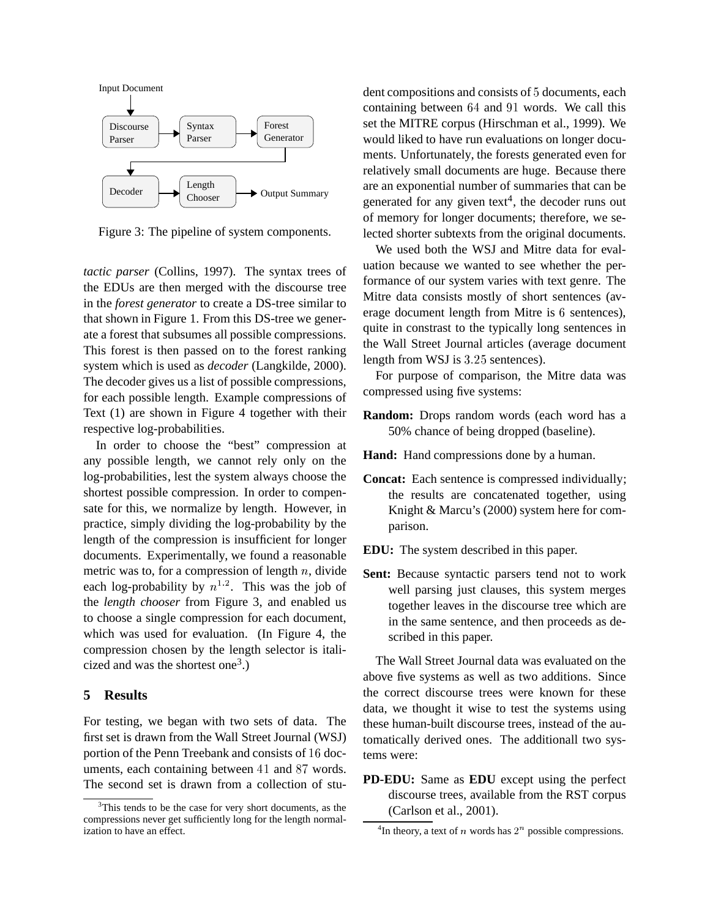Input Document

Discourse Parser → Syntax Parser → Forest Generator → Decoder → Length Chooser → Output Summary

Figure 3: The pipeline of system components.

*tactic parser* (Collins, 1997). The syntax trees of the EDUs are then merged with the discourse tree in the *forest generator* to create a DS-tree similar to that shown in Figure 1. From this DS-tree we generate a forest that subsumes all possible compressions. This forest is then passed on to the forest ranking system which is used as *decoder* (Langkilde, 2000). The decoder gives us a list of possible compressions, for each possible length. Example compressions of Text (1) are shown in Figure 4 together with their respective log-probabilities.

In order to choose the "best" compression at any possible length, we cannot rely only on the log-probabilities, lest the system always choose the shortest possible compression. In order to compensate for this, we normalize by length. However, in practice, simply dividing the log-probability by the length of the compression is insufficient for longer documents. Experimentally, we found a reasonable metric was to, for a compression of length $n$, divide each log-probability by $n^{1.2}$. This was the job of the *length chooser* from Figure 3, and enabled us to choose a single compression for each document, which was used for evaluation. (In Figure 4, the compression chosen by the length selector is italicized and was the shortest one[3].)

## 5 Results

For testing, we began with two sets of data. The first set is drawn from the Wall Street Journal (WSJ) portion of the Penn Treebank and consists of 16 documents, each containing between 41 and 87 words. The second set is drawn from a collection of student compositions and consists of 5 documents, each containing between 64 and 91 words. We call this set the MITRE corpus (Hirschman et al., 1999). We would liked to have run evaluations on longer documents. Unfortunately, the forests generated even for relatively small documents are huge. Because there are an exponential number of summaries that can be generated for any given text[4], the decoder runs out of memory for longer documents; therefore, we selected shorter subtexts from the original documents.

We used both the WSJ and Mitre data for evaluation because we wanted to see whether the performance of our system varies with text genre. The Mitre data consists mostly of short sentences (average document length from Mitre is 6 sentences), quite in constrast to the typically long sentences in the Wall Street Journal articles (average document length from WSJ is 3.25 sentences).

For purpose of comparison, the Mitre data was compressed using five systems:

**Random:** Drops random words (each word has a 50% chance of being dropped (baseline).

**Hand:** Hand compressions done by a human.

**Concat:** Each sentence is compressed individually; the results are concatenated together, using Knight & Marcu's (2000) system here for comparison.

**EDU:** The system described in this paper.

**Sent:** Because syntactic parsers tend not to work well parsing just clauses, this system merges together leaves in the discourse tree which are in the same sentence, and then proceeds as described in this paper.

The Wall Street Journal data was evaluated on the above five systems as well as two additions. Since the correct discourse trees were known for these data, we thought it wise to test the systems using these human-built discourse trees, instead of the automatically derived ones. The additionall two systems were:

**PD-EDU:** Same as **EDU** except using the perfect discourse trees, available from the RST corpus (Carlson et al., 2001).

[3] This tends to be the case for very short documents, as the compressions never get sufficiently long for the length normalization to have an effect.

[4] In theory, a text of $n$ words has $2^n$ possible compressions.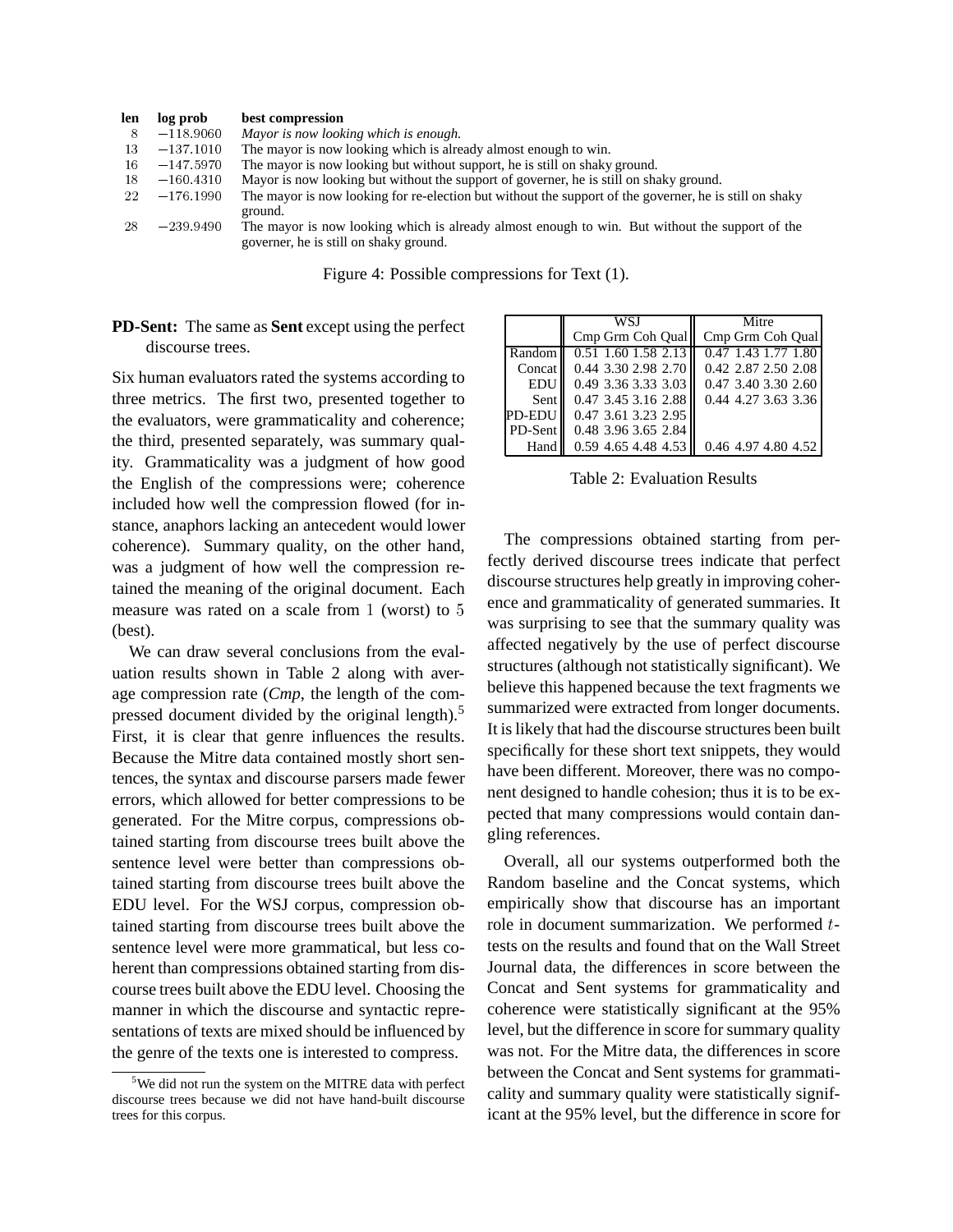| len | log prob | best compression |
|---|---|---|
| 8 | $-118.9060$ | *Mayor is now looking which is enough.* |
| 13 | $-137.1010$ | The mayor is now looking which is already almost enough to win. |
| 16 | $-147.5970$ | The mayor is now looking but without support, he is still on shaky ground. |
| 18 | $-160.4310$ | Mayor is now looking but without the support of governer, he is still on shaky ground. |
| 22 | $-176.1990$ | The mayor is now looking for re-election but without the support of the governer, he is still on shaky ground. |
| 28 | $-239.9490$ | The mayor is now looking which is already almost enough to win. But without the support of the governer, he is still on shaky ground. |

Figure 4: Possible compressions for Text (1).

**PD-Sent:** The same as **Sent** except using the perfect discourse trees.

Six human evaluators rated the systems according to three metrics. The first two, presented together to the evaluators, were grammaticality and coherence; the third, presented separately, was summary quality. Grammaticality was a judgment of how good the English of the compressions were; coherence included how well the compression flowed (for instance, anaphors lacking an antecedent would lower coherence). Summary quality, on the other hand, was a judgment of how well the compression retained the meaning of the original document. Each measure was rated on a scale from 1 (worst) to 5 (best).

We can draw several conclusions from the evaluation results shown in Table 2 along with average compression rate (*Cmp*, the length of the compressed document divided by the original length).[5] First, it is clear that genre influences the results. Because the Mitre data contained mostly short sentences, the syntax and discourse parsers made fewer errors, which allowed for better compressions to be generated. For the Mitre corpus, compressions obtained starting from discourse trees built above the sentence level were better than compressions obtained starting from discourse trees built above the EDU level. For the WSJ corpus, compression obtained starting from discourse trees built above the sentence level were more grammatical, but less coherent than compressions obtained starting from discourse trees built above the EDU level. Choosing the manner in which the discourse and syntactic representations of texts are mixed should be influenced by the genre of the texts one is interested to compress.

|  | WSJ |  |  |  | Mitre |  |  |  |
|---|---|---|---|---|---|---|---|---|
|  | Cmp | Grm | Coh | Qual | Cmp | Grm | Coh | Qual |
| Random | 0.51 | 1.60 | 1.58 | 2.13 | 0.47 | 1.43 | 1.77 | 1.80 |
| Concat | 0.44 | 3.30 | 2.98 | 2.70 | 0.42 | 2.87 | 2.50 | 2.08 |
| EDU | 0.49 | 3.36 | 3.33 | 3.03 | 0.47 | 3.40 | 3.30 | 2.60 |
| Sent | 0.47 | 3.45 | 3.16 | 2.88 | 0.44 | 4.27 | 3.63 | 3.36 |
| PD-EDU | 0.47 | 3.61 | 3.23 | 2.95 |  |  |  |  |
| PD-Sent | 0.48 | 3.96 | 3.65 | 2.84 |  |  |  |  |
| Hand | 0.59 | 4.65 | 4.48 | 4.53 | 0.46 | 4.97 | 4.80 | 4.52 |

Table 2: Evaluation Results

The compressions obtained starting from perfectly derived discourse trees indicate that perfect discourse structures help greatly in improving coherence and grammaticality of generated summaries. It was surprising to see that the summary quality was affected negatively by the use of perfect discourse structures (although not statistically significant). We believe this happened because the text fragments we summarized were extracted from longer documents. It is likely that had the discourse structures been built specifically for these short text snippets, they would have been different. Moreover, there was no component designed to handle cohesion; thus it is to be expected that many compressions would contain dangling references.

Overall, all our systems outperformed both the Random baseline and the Concat systems, which empirically show that discourse has an important role in document summarization. We performed $t$-tests on the results and found that on the Wall Street Journal data, the differences in score between the Concat and Sent systems for grammaticality and coherence were statistically significant at the 95% level, but the difference in score for summary quality was not. For the Mitre data, the differences in score between the Concat and Sent systems for grammaticality and summary quality were statistically significant at the 95% level, but the difference in score for

[5] We did not run the system on the MITRE data with perfect discourse trees because we did not have hand-built discourse trees for this corpus.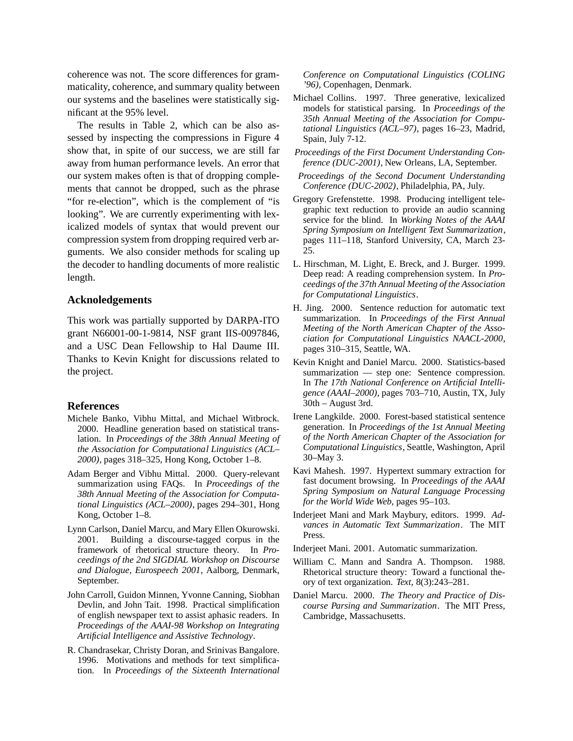coherence was not. The score differences for grammaticality, coherence, and summary quality between our systems and the baselines were statistically significant at the 95% level.

The results in Table 2, which can be also assessed by inspecting the compressions in Figure 4 show that, in spite of our success, we are still far away from human performance levels. An error that our system makes often is that of dropping complements that cannot be dropped, such as the phrase “for re-election”, which is the complement of “is looking”. We are currently experimenting with lexicalized models of syntax that would prevent our compression system from dropping required verb arguments. We also consider methods for scaling up the decoder to handling documents of more realistic length.

## Acknoledgements

This work was partially supported by DARPA-ITO grant N66001-00-1-9814, NSF grant IIS-0097846, and a USC Dean Fellowship to Hal Daume III. Thanks to Kevin Knight for discussions related to the project.

## References

Michele Banko, Vibhu Mittal, and Michael Witbrock. 2000. Headline generation based on statistical translation. In *Proceedings of the 38th Annual Meeting of the Association for Computational Linguistics (ACL–2000)*, pages 318–325, Hong Kong, October 1–8.

Adam Berger and Vibhu Mittal. 2000. Query-relevant summarization using FAQs. In *Proceedings of the 38th Annual Meeting of the Association for Computational Linguistics (ACL–2000)*, pages 294–301, Hong Kong, October 1–8.

Lynn Carlson, Daniel Marcu, and Mary Ellen Okurowski. 2001. Building a discourse-tagged corpus in the framework of rhetorical structure theory. In *Proceedings of the 2nd SIGDIAL Workshop on Discourse and Dialogue, Eurospeech 2001*, Aalborg, Denmark, September.

John Carroll, Guidon Minnen, Yvonne Canning, Siobhan Devlin, and John Tait. 1998. Practical simplification of english newspaper text to assist aphasic readers. In *Proceedings of the AAAI-98 Workshop on Integrating Artificial Intelligence and Assistive Technology*.

R. Chandrasekar, Christy Doran, and Srinivas Bangalore. 1996. Motivations and methods for text simplification. In *Proceedings of the Sixteenth International Conference on Computational Linguistics (COLING '96)*, Copenhagen, Denmark.

Michael Collins. 1997. Three generative, lexicalized models for statistical parsing. In *Proceedings of the 35th Annual Meeting of the Association for Computational Linguistics (ACL–97)*, pages 16–23, Madrid, Spain, July 7-12.

*Proceedings of the First Document Understanding Conference (DUC-2001)*, New Orleans, LA, September.

*Proceedings of the Second Document Understanding Conference (DUC-2002)*, Philadelphia, PA, July.

Gregory Grefenstette. 1998. Producing intelligent telegraphic text reduction to provide an audio scanning service for the blind. In *Working Notes of the AAAI Spring Symposium on Intelligent Text Summarization*, pages 111–118, Stanford University, CA, March 23-25.

L. Hirschman, M. Light, E. Breck, and J. Burger. 1999. Deep read: A reading comprehension system. In *Proceedings of the 37th Annual Meeting of the Association for Computational Linguistics*.

H. Jing. 2000. Sentence reduction for automatic text summarization. In *Proceedings of the First Annual Meeting of the North American Chapter of the Association for Computational Linguistics NAACL-2000*, pages 310–315, Seattle, WA.

Kevin Knight and Daniel Marcu. 2000. Statistics-based summarization — step one: Sentence compression. In *The 17th National Conference on Artificial Intelligence (AAAI–2000)*, pages 703–710, Austin, TX, July 30th – August 3rd.

Irene Langkilde. 2000. Forest-based statistical sentence generation. In *Proceedings of the 1st Annual Meeting of the North American Chapter of the Association for Computational Linguistics*, Seattle, Washington, April 30–May 3.

Kavi Mahesh. 1997. Hypertext summary extraction for fast document browsing. In *Proceedings of the AAAI Spring Symposium on Natural Language Processing for the World Wide Web*, pages 95–103.

Inderjeet Mani and Mark Maybury, editors. 1999. *Advances in Automatic Text Summarization*. The MIT Press.

Inderjeet Mani. 2001. Automatic summarization.

William C. Mann and Sandra A. Thompson. 1988. Rhetorical structure theory: Toward a functional theory of text organization. *Text*, 8(3):243–281.

Daniel Marcu. 2000. *The Theory and Practice of Discourse Parsing and Summarization*. The MIT Press, Cambridge, Massachusetts.